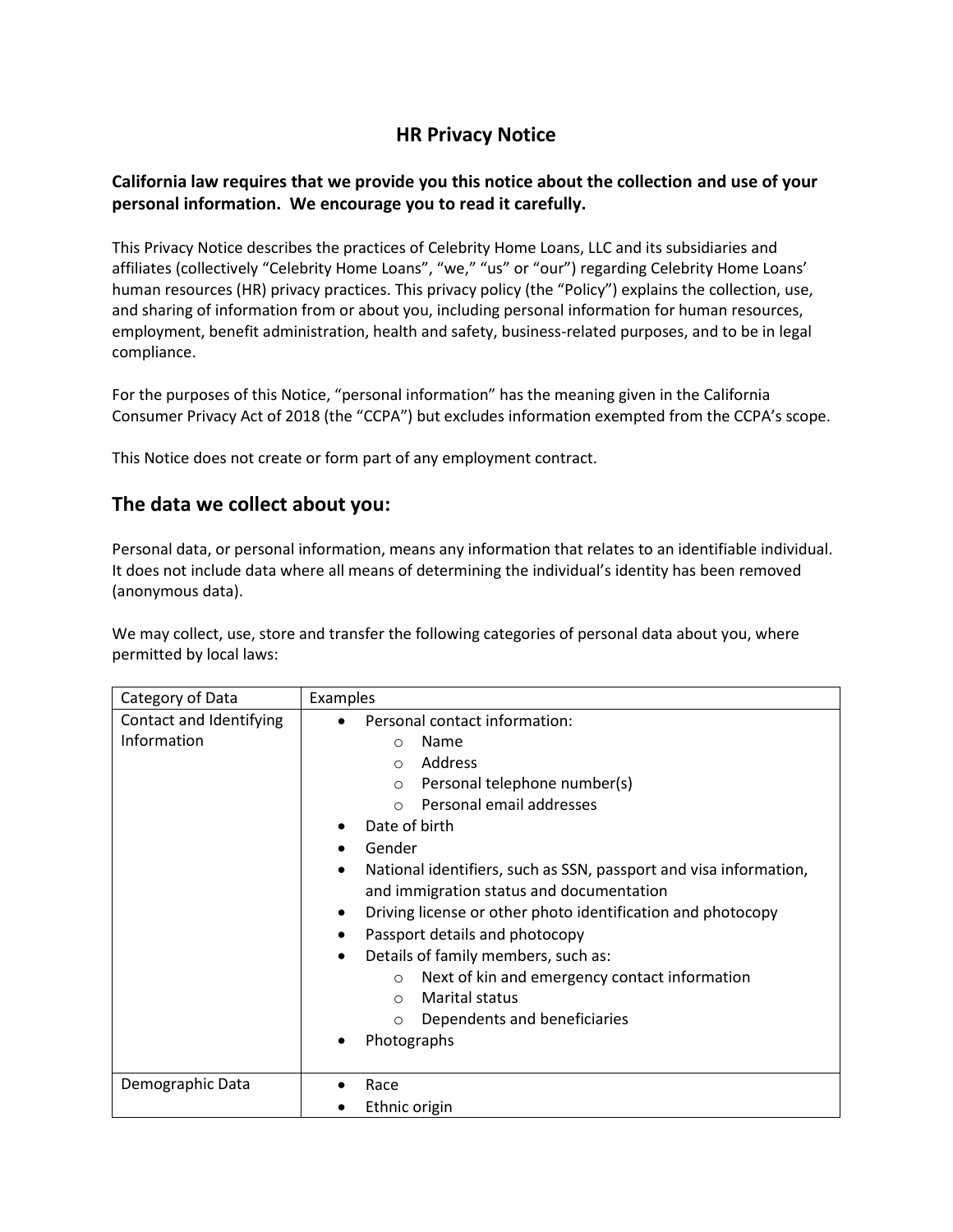# HR Privacy Notice

**California law requires that we provide you this notice about the collection and use of your personal information. We encourage you to read it carefully.**

This Privacy Notice describes the practices of Celebrity Home Loans, LLC and its subsidiaries and affiliates (collectively "Celebrity Home Loans", "we," "us" or "our") regarding Celebrity Home Loans' human resources (HR) privacy practices. This privacy policy (the "Policy") explains the collection, use, and sharing of information from or about you, including personal information for human resources, employment, benefit administration, health and safety, business-related purposes, and to be in legal compliance.

For the purposes of this Notice, "personal information" has the meaning given in the California Consumer Privacy Act of 2018 (the "CCPA") but excludes information exempted from the CCPA's scope.

This Notice does not create or form part of any employment contract.

## The data we collect about you:

Personal data, or personal information, means any information that relates to an identifiable individual. It does not include data where all means of determining the individual's identity has been removed (anonymous data).

We may collect, use, store and transfer the following categories of personal data about you, where permitted by local laws:

| Category of Data | Examples |
|---|---|
| Contact and Identifying Information | • Personal contact information:<br>&nbsp;&nbsp;○ Name<br>&nbsp;&nbsp;○ Address<br>&nbsp;&nbsp;○ Personal telephone number(s)<br>&nbsp;&nbsp;○ Personal email addresses<br>• Date of birth<br>• Gender<br>• National identifiers, such as SSN, passport and visa information, and immigration status and documentation<br>• Driving license or other photo identification and photocopy<br>• Passport details and photocopy<br>• Details of family members, such as:<br>&nbsp;&nbsp;○ Next of kin and emergency contact information<br>&nbsp;&nbsp;○ Marital status<br>&nbsp;&nbsp;○ Dependents and beneficiaries<br>• Photographs |
| Demographic Data | • Race<br>• Ethnic origin |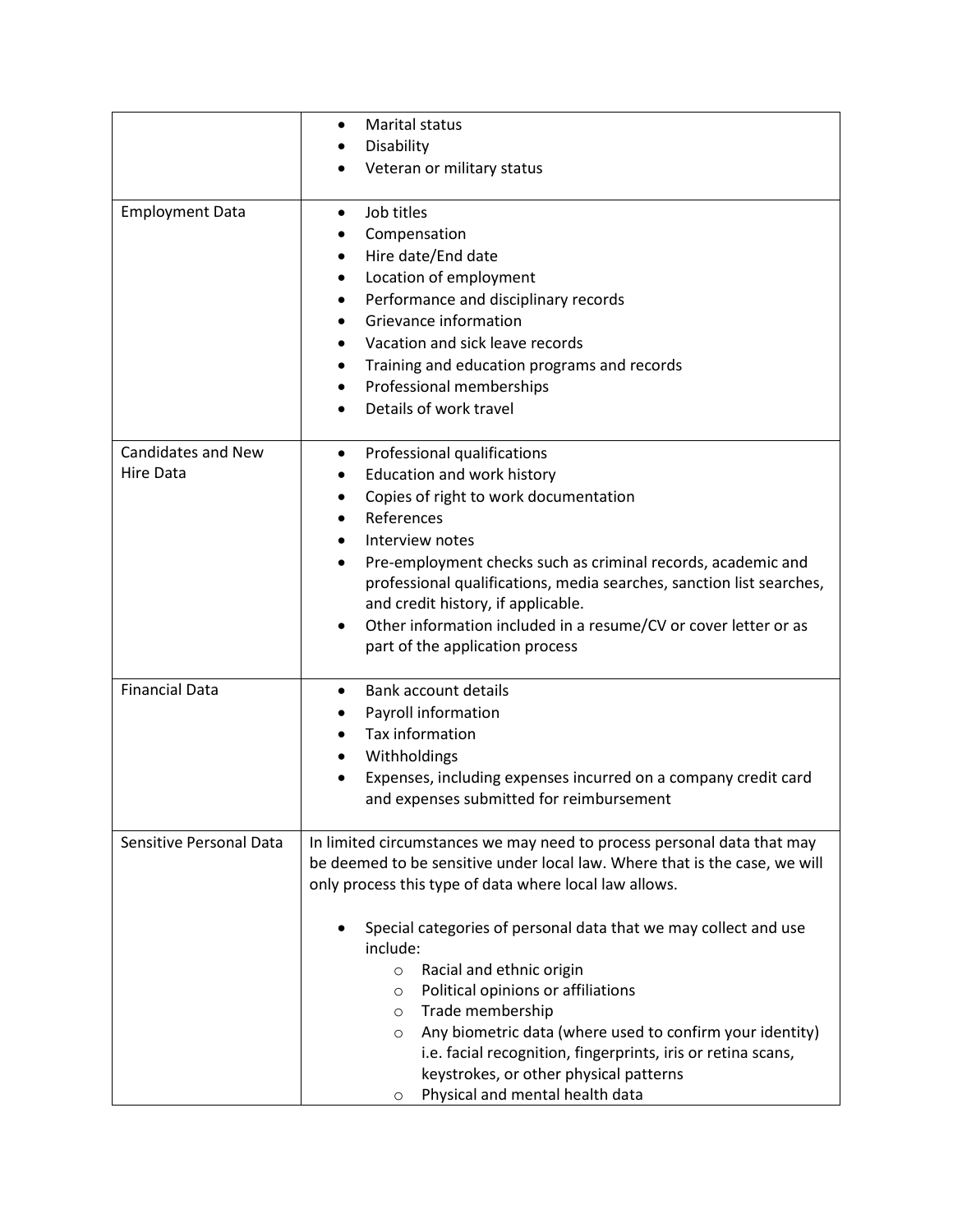| | |
|---|---|
| | • Marital status<br>• Disability<br>• Veteran or military status |
| Employment Data | • Job titles<br>• Compensation<br>• Hire date/End date<br>• Location of employment<br>• Performance and disciplinary records<br>• Grievance information<br>• Vacation and sick leave records<br>• Training and education programs and records<br>• Professional memberships<br>• Details of work travel |
| Candidates and New Hire Data | • Professional qualifications<br>• Education and work history<br>• Copies of right to work documentation<br>• References<br>• Interview notes<br>• Pre-employment checks such as criminal records, academic and professional qualifications, media searches, sanction list searches, and credit history, if applicable.<br>• Other information included in a resume/CV or cover letter or as part of the application process |
| Financial Data | • Bank account details<br>• Payroll information<br>• Tax information<br>• Withholdings<br>• Expenses, including expenses incurred on a company credit card and expenses submitted for reimbursement |
| Sensitive Personal Data | In limited circumstances we may need to process personal data that may be deemed to be sensitive under local law. Where that is the case, we will only process this type of data where local law allows.<br><br>• Special categories of personal data that we may collect and use include:<br>&nbsp;&nbsp;&nbsp;&nbsp;○ Racial and ethnic origin<br>&nbsp;&nbsp;&nbsp;&nbsp;○ Political opinions or affiliations<br>&nbsp;&nbsp;&nbsp;&nbsp;○ Trade membership<br>&nbsp;&nbsp;&nbsp;&nbsp;○ Any biometric data (where used to confirm your identity) i.e. facial recognition, fingerprints, iris or retina scans, keystrokes, or other physical patterns<br>&nbsp;&nbsp;&nbsp;&nbsp;○ Physical and mental health data |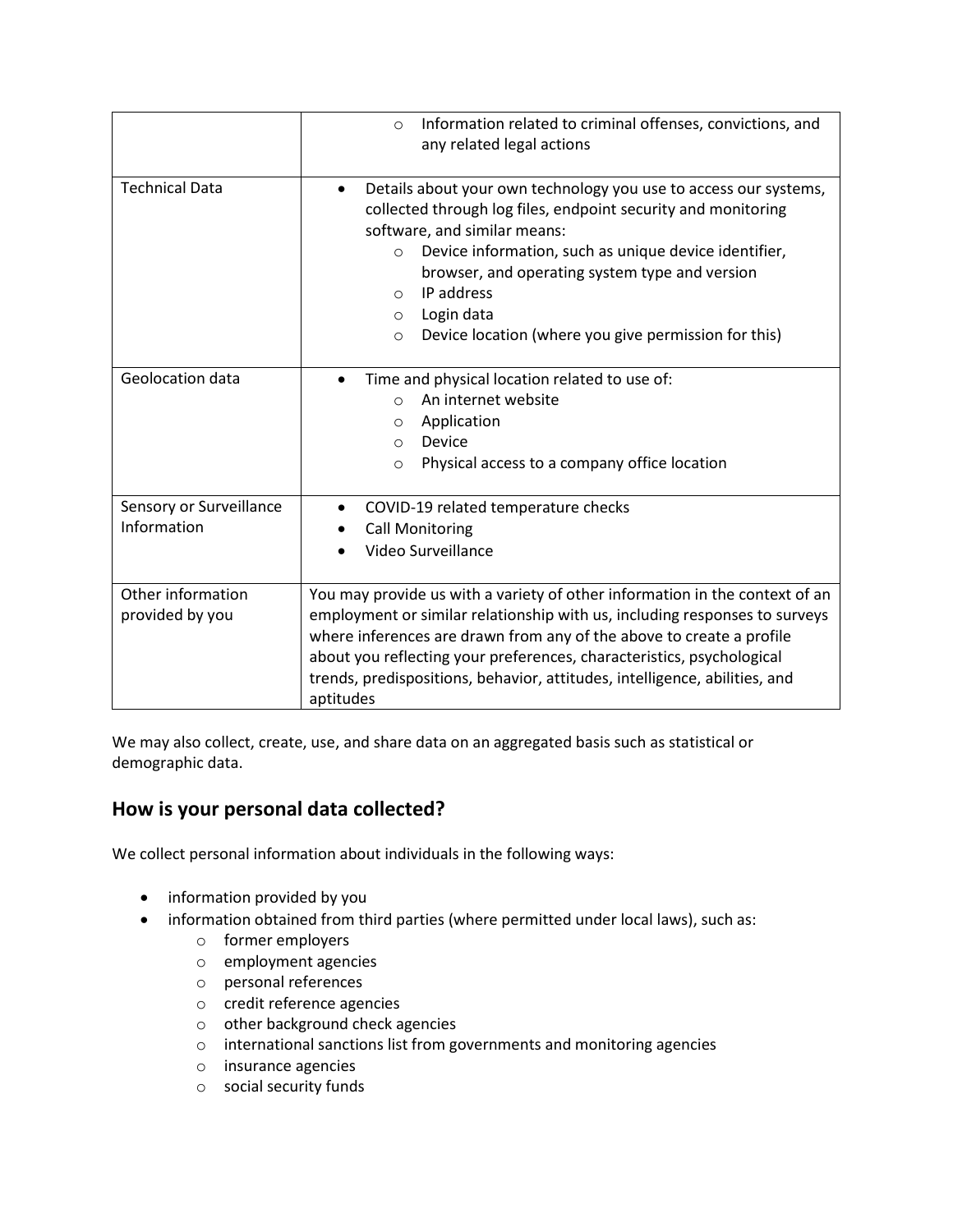| | |
|---|---|
| | ◦ Information related to criminal offenses, convictions, and any related legal actions |
| Technical Data | • Details about your own technology you use to access our systems, collected through log files, endpoint security and monitoring software, and similar means:<br>◦ Device information, such as unique device identifier, browser, and operating system type and version<br>◦ IP address<br>◦ Login data<br>◦ Device location (where you give permission for this) |
| Geolocation data | • Time and physical location related to use of:<br>◦ An internet website<br>◦ Application<br>◦ Device<br>◦ Physical access to a company office location |
| Sensory or Surveillance Information | • COVID-19 related temperature checks<br>• Call Monitoring<br>• Video Surveillance |
| Other information provided by you | You may provide us with a variety of other information in the context of an employment or similar relationship with us, including responses to surveys where inferences are drawn from any of the above to create a profile about you reflecting your preferences, characteristics, psychological trends, predispositions, behavior, attitudes, intelligence, abilities, and aptitudes |

We may also collect, create, use, and share data on an aggregated basis such as statistical or demographic data.

## How is your personal data collected?

We collect personal information about individuals in the following ways:

- information provided by you
- information obtained from third parties (where permitted under local laws), such as:
  - former employers
  - employment agencies
  - personal references
  - credit reference agencies
  - other background check agencies
  - international sanctions list from governments and monitoring agencies
  - insurance agencies
  - social security funds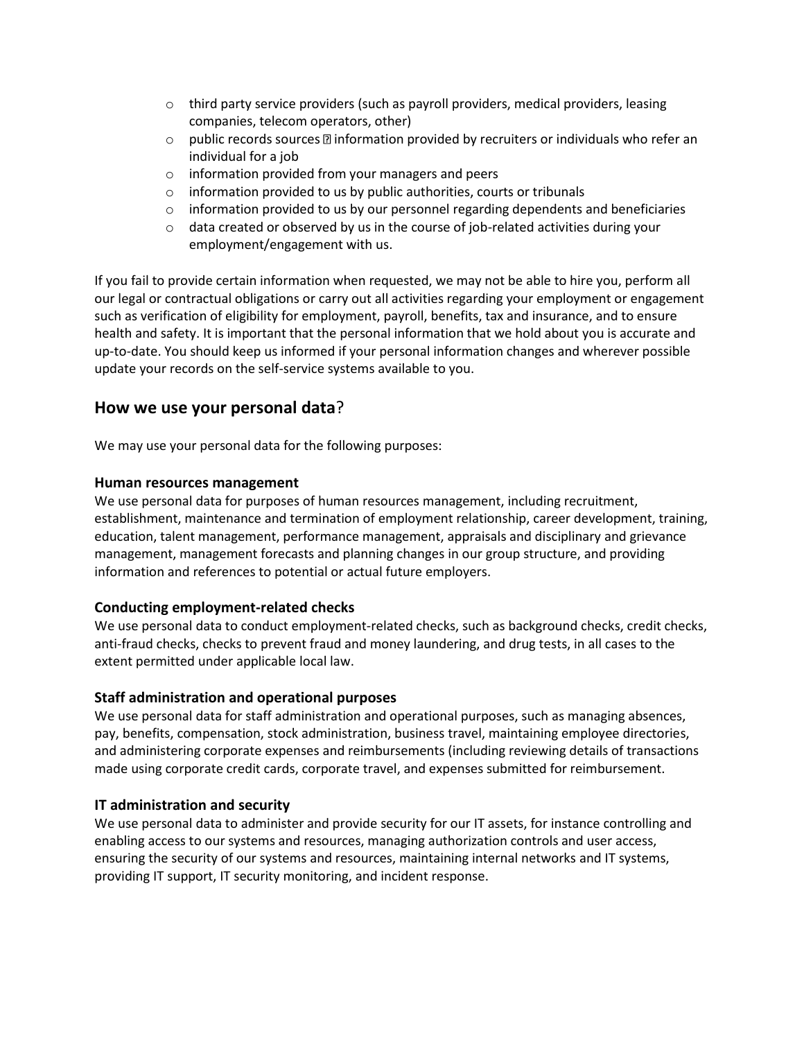- third party service providers (such as payroll providers, medical providers, leasing companies, telecom operators, other)
- public records sources  information provided by recruiters or individuals who refer an individual for a job
- information provided from your managers and peers
- information provided to us by public authorities, courts or tribunals
- information provided to us by our personnel regarding dependents and beneficiaries
- data created or observed by us in the course of job-related activities during your employment/engagement with us.

If you fail to provide certain information when requested, we may not be able to hire you, perform all our legal or contractual obligations or carry out all activities regarding your employment or engagement such as verification of eligibility for employment, payroll, benefits, tax and insurance, and to ensure health and safety. It is important that the personal information that we hold about you is accurate and up-to-date. You should keep us informed if your personal information changes and wherever possible update your records on the self-service systems available to you.

## **How we use your personal data**?

We may use your personal data for the following purposes:

**Human resources management**
We use personal data for purposes of human resources management, including recruitment, establishment, maintenance and termination of employment relationship, career development, training, education, talent management, performance management, appraisals and disciplinary and grievance management, management forecasts and planning changes in our group structure, and providing information and references to potential or actual future employers.

**Conducting employment-related checks**
We use personal data to conduct employment-related checks, such as background checks, credit checks, anti-fraud checks, checks to prevent fraud and money laundering, and drug tests, in all cases to the extent permitted under applicable local law.

**Staff administration and operational purposes**
We use personal data for staff administration and operational purposes, such as managing absences, pay, benefits, compensation, stock administration, business travel, maintaining employee directories, and administering corporate expenses and reimbursements (including reviewing details of transactions made using corporate credit cards, corporate travel, and expenses submitted for reimbursement.

**IT administration and security**
We use personal data to administer and provide security for our IT assets, for instance controlling and enabling access to our systems and resources, managing authorization controls and user access, ensuring the security of our systems and resources, maintaining internal networks and IT systems, providing IT support, IT security monitoring, and incident response.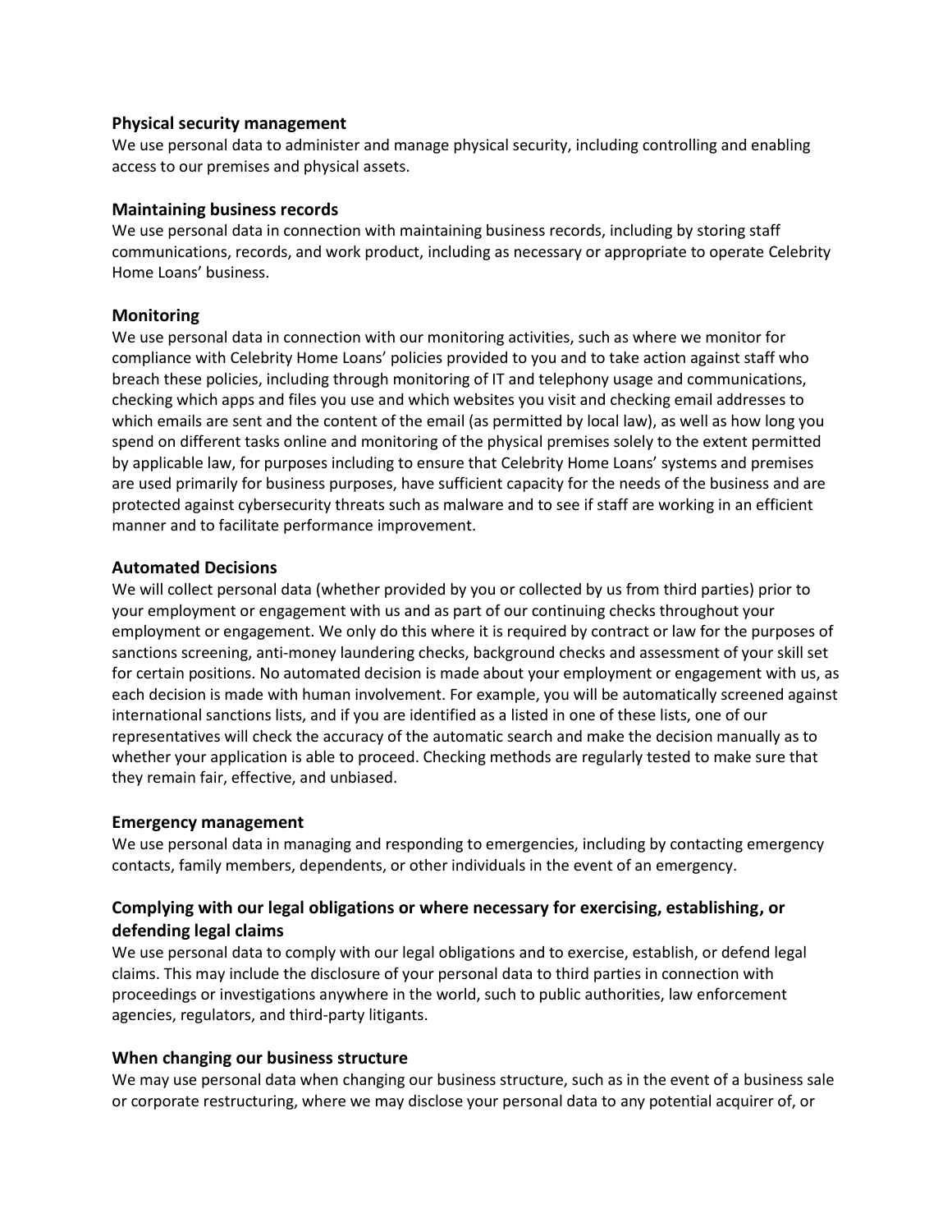### Physical security management

We use personal data to administer and manage physical security, including controlling and enabling access to our premises and physical assets.

### Maintaining business records

We use personal data in connection with maintaining business records, including by storing staff communications, records, and work product, including as necessary or appropriate to operate Celebrity Home Loans' business.

### Monitoring

We use personal data in connection with our monitoring activities, such as where we monitor for compliance with Celebrity Home Loans' policies provided to you and to take action against staff who breach these policies, including through monitoring of IT and telephony usage and communications, checking which apps and files you use and which websites you visit and checking email addresses to which emails are sent and the content of the email (as permitted by local law), as well as how long you spend on different tasks online and monitoring of the physical premises solely to the extent permitted by applicable law, for purposes including to ensure that Celebrity Home Loans' systems and premises are used primarily for business purposes, have sufficient capacity for the needs of the business and are protected against cybersecurity threats such as malware and to see if staff are working in an efficient manner and to facilitate performance improvement.

### Automated Decisions

We will collect personal data (whether provided by you or collected by us from third parties) prior to your employment or engagement with us and as part of our continuing checks throughout your employment or engagement. We only do this where it is required by contract or law for the purposes of sanctions screening, anti-money laundering checks, background checks and assessment of your skill set for certain positions. No automated decision is made about your employment or engagement with us, as each decision is made with human involvement. For example, you will be automatically screened against international sanctions lists, and if you are identified as a listed in one of these lists, one of our representatives will check the accuracy of the automatic search and make the decision manually as to whether your application is able to proceed. Checking methods are regularly tested to make sure that they remain fair, effective, and unbiased.

### Emergency management

We use personal data in managing and responding to emergencies, including by contacting emergency contacts, family members, dependents, or other individuals in the event of an emergency.

### Complying with our legal obligations or where necessary for exercising, establishing, or defending legal claims

We use personal data to comply with our legal obligations and to exercise, establish, or defend legal claims. This may include the disclosure of your personal data to third parties in connection with proceedings or investigations anywhere in the world, such to public authorities, law enforcement agencies, regulators, and third-party litigants.

### When changing our business structure

We may use personal data when changing our business structure, such as in the event of a business sale or corporate restructuring, where we may disclose your personal data to any potential acquirer of, or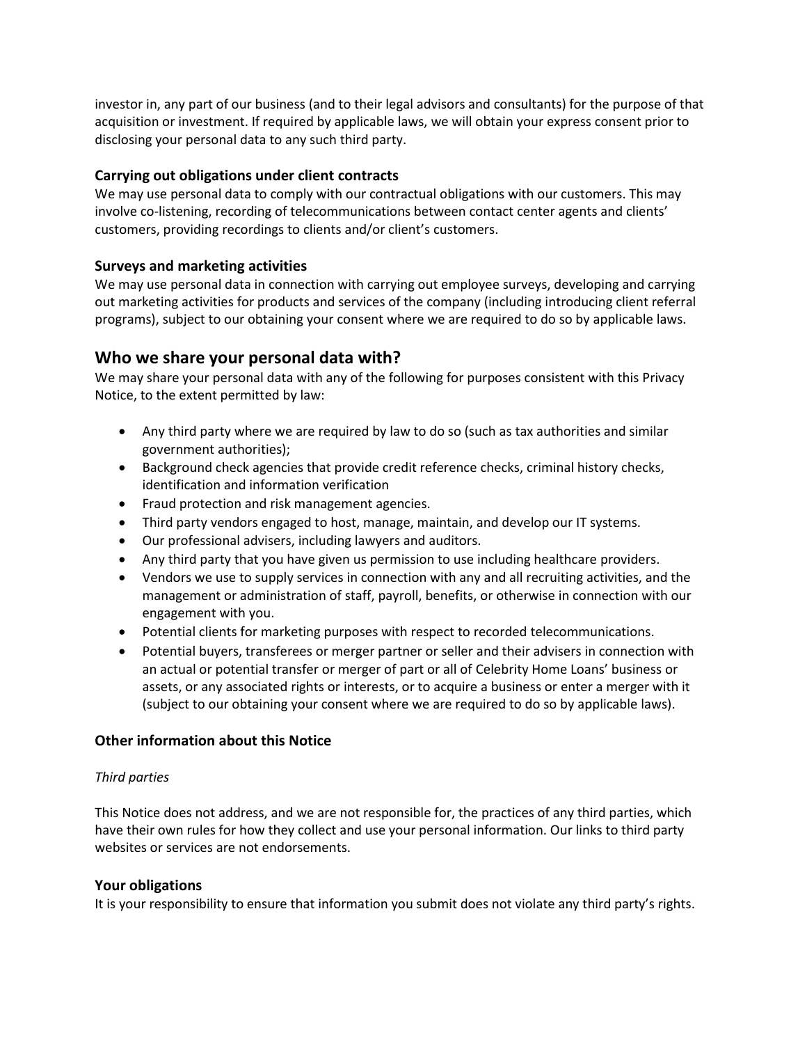investor in, any part of our business (and to their legal advisors and consultants) for the purpose of that acquisition or investment. If required by applicable laws, we will obtain your express consent prior to disclosing your personal data to any such third party.

### Carrying out obligations under client contracts

We may use personal data to comply with our contractual obligations with our customers. This may involve co-listening, recording of telecommunications between contact center agents and clients' customers, providing recordings to clients and/or client's customers.

### Surveys and marketing activities

We may use personal data in connection with carrying out employee surveys, developing and carrying out marketing activities for products and services of the company (including introducing client referral programs), subject to our obtaining your consent where we are required to do so by applicable laws.

## Who we share your personal data with?

We may share your personal data with any of the following for purposes consistent with this Privacy Notice, to the extent permitted by law:

- Any third party where we are required by law to do so (such as tax authorities and similar government authorities);
- Background check agencies that provide credit reference checks, criminal history checks, identification and information verification
- Fraud protection and risk management agencies.
- Third party vendors engaged to host, manage, maintain, and develop our IT systems.
- Our professional advisers, including lawyers and auditors.
- Any third party that you have given us permission to use including healthcare providers.
- Vendors we use to supply services in connection with any and all recruiting activities, and the management or administration of staff, payroll, benefits, or otherwise in connection with our engagement with you.
- Potential clients for marketing purposes with respect to recorded telecommunications.
- Potential buyers, transferees or merger partner or seller and their advisers in connection with an actual or potential transfer or merger of part or all of Celebrity Home Loans' business or assets, or any associated rights or interests, or to acquire a business or enter a merger with it (subject to our obtaining your consent where we are required to do so by applicable laws).

### Other information about this Notice

*Third parties*

This Notice does not address, and we are not responsible for, the practices of any third parties, which have their own rules for how they collect and use your personal information. Our links to third party websites or services are not endorsements.

### Your obligations

It is your responsibility to ensure that information you submit does not violate any third party's rights.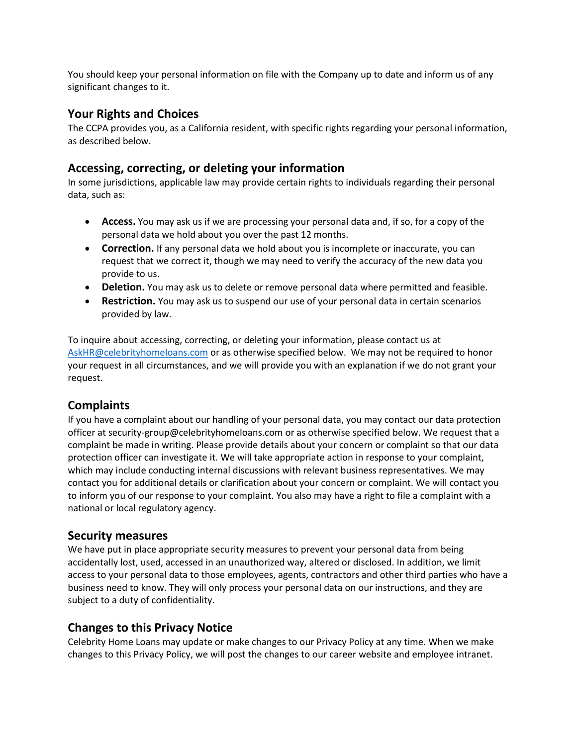You should keep your personal information on file with the Company up to date and inform us of any significant changes to it.

## Your Rights and Choices

The CCPA provides you, as a California resident, with specific rights regarding your personal information, as described below.

## Accessing, correcting, or deleting your information

In some jurisdictions, applicable law may provide certain rights to individuals regarding their personal data, such as:

- **Access.** You may ask us if we are processing your personal data and, if so, for a copy of the personal data we hold about you over the past 12 months.
- **Correction.** If any personal data we hold about you is incomplete or inaccurate, you can request that we correct it, though we may need to verify the accuracy of the new data you provide to us.
- **Deletion.** You may ask us to delete or remove personal data where permitted and feasible.
- **Restriction.** You may ask us to suspend our use of your personal data in certain scenarios provided by law.

To inquire about accessing, correcting, or deleting your information, please contact us at AskHR@celebrityhomeloans.com or as otherwise specified below. We may not be required to honor your request in all circumstances, and we will provide you with an explanation if we do not grant your request.

## Complaints

If you have a complaint about our handling of your personal data, you may contact our data protection officer at security-group@celebrityhomeloans.com or as otherwise specified below. We request that a complaint be made in writing. Please provide details about your concern or complaint so that our data protection officer can investigate it. We will take appropriate action in response to your complaint, which may include conducting internal discussions with relevant business representatives. We may contact you for additional details or clarification about your concern or complaint. We will contact you to inform you of our response to your complaint. You also may have a right to file a complaint with a national or local regulatory agency.

## Security measures

We have put in place appropriate security measures to prevent your personal data from being accidentally lost, used, accessed in an unauthorized way, altered or disclosed. In addition, we limit access to your personal data to those employees, agents, contractors and other third parties who have a business need to know. They will only process your personal data on our instructions, and they are subject to a duty of confidentiality.

## Changes to this Privacy Notice

Celebrity Home Loans may update or make changes to our Privacy Policy at any time. When we make changes to this Privacy Policy, we will post the changes to our career website and employee intranet.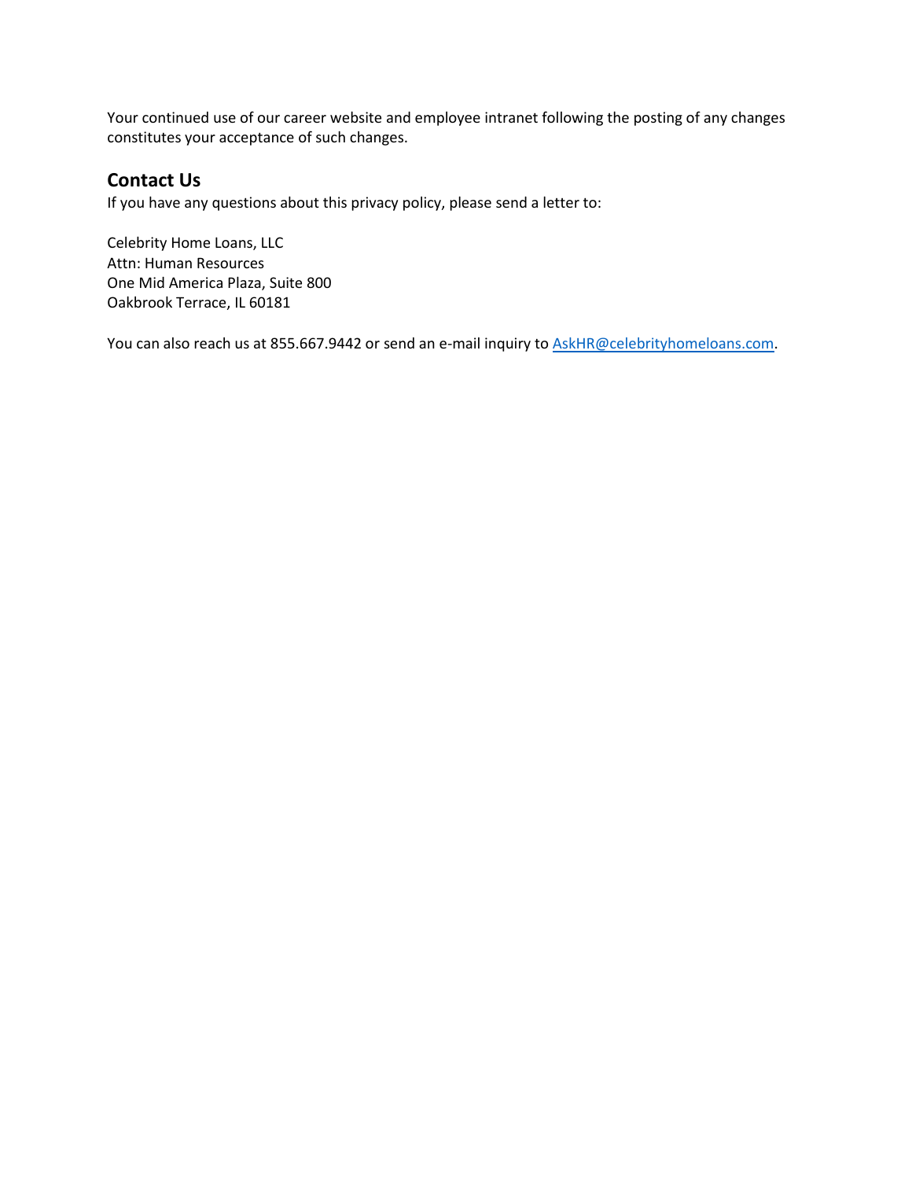Your continued use of our career website and employee intranet following the posting of any changes constitutes your acceptance of such changes.

## Contact Us

If you have any questions about this privacy policy, please send a letter to:

Celebrity Home Loans, LLC
Attn: Human Resources
One Mid America Plaza, Suite 800
Oakbrook Terrace, IL 60181

You can also reach us at 855.667.9442 or send an e-mail inquiry to AskHR@celebrityhomeloans.com.